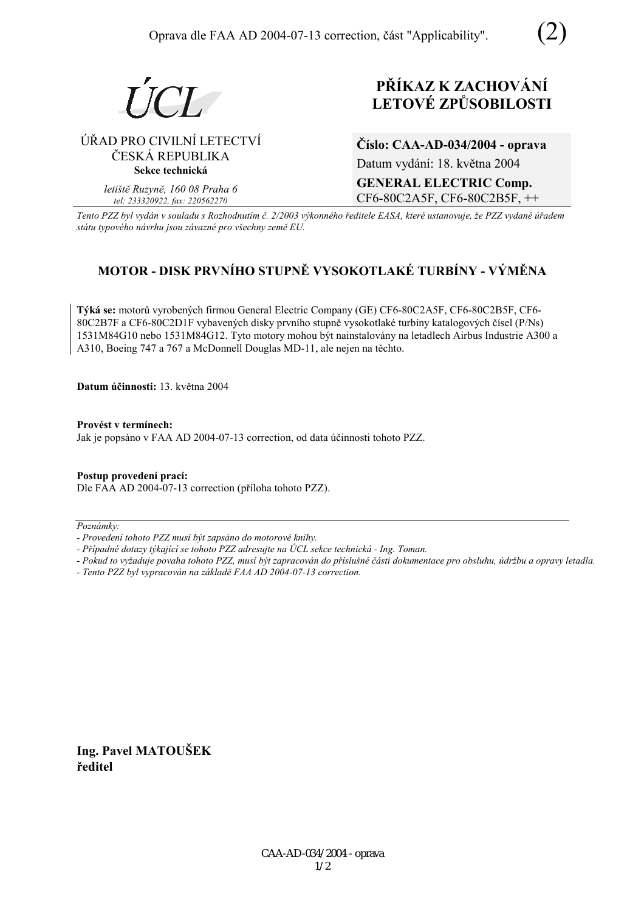Oprava dle FAA AD 2004-07-13 correction, část "Applicability". (2)

ÚCL

ÚŘAD PRO CIVILNÍ LETECTVÍ
ČESKÁ REPUBLIKA
**Sekce technická**

*letiště Ruzyně, 160 08 Praha 6*
*tel: 233320922, fax: 220562270*

# PŘÍKAZ K ZACHOVÁNÍ LETOVÉ ZPŮSOBILOSTI

**Číslo: CAA-AD-034/2004 - oprava**

Datum vydání: 18. května 2004

**GENERAL ELECTRIC Comp.**
CF6-80C2A5F, CF6-80C2B5F, ++

*Tento PZZ byl vydán v souladu s Rozhodnutím č. 2/2003 výkonného ředitele EASA, které ustanovuje, že PZZ vydané úřadem státu typového návrhu jsou závazné pro všechny země EU.*

## MOTOR - DISK PRVNÍHO STUPNĚ VYSOKOTLAKÉ TURBÍNY - VÝMĚNA

**Týká se:** motorů vyrobených firmou General Electric Company (GE) CF6-80C2A5F, CF6-80C2B5F, CF6-80C2B7F a CF6-80C2D1F vybavených disky prvního stupně vysokotlaké turbíny katalogových čísel (P/Ns) 1531M84G10 nebo 1531M84G12. Tyto motory mohou být nainstalovány na letadlech Airbus Industrie A300 a A310, Boeing 747 a 767 a McDonnell Douglas MD-11, ale nejen na těchto.

**Datum účinnosti:** 13. května 2004

**Provést v termínech:**
Jak je popsáno v FAA AD 2004-07-13 correction, od data účinnosti tohoto PZZ.

**Postup provedení prací:**
Dle FAA AD 2004-07-13 correction (příloha tohoto PZZ).

---

*Poznámky:*

*- Provedení tohoto PZZ musí být zapsáno do motorové knihy.*
*- Případné dotazy týkající se tohoto PZZ adresujte na ÚCL sekce technická - Ing. Toman.*
*- Pokud to vyžaduje povaha tohoto PZZ, musí být zapracován do příslušné části dokumentace pro obsluhu, údržbu a opravy letadla.*
*- Tento PZZ byl vypracován na základě FAA AD 2004-07-13 correction.*

**Ing. Pavel MATOUŠEK**
**ředitel**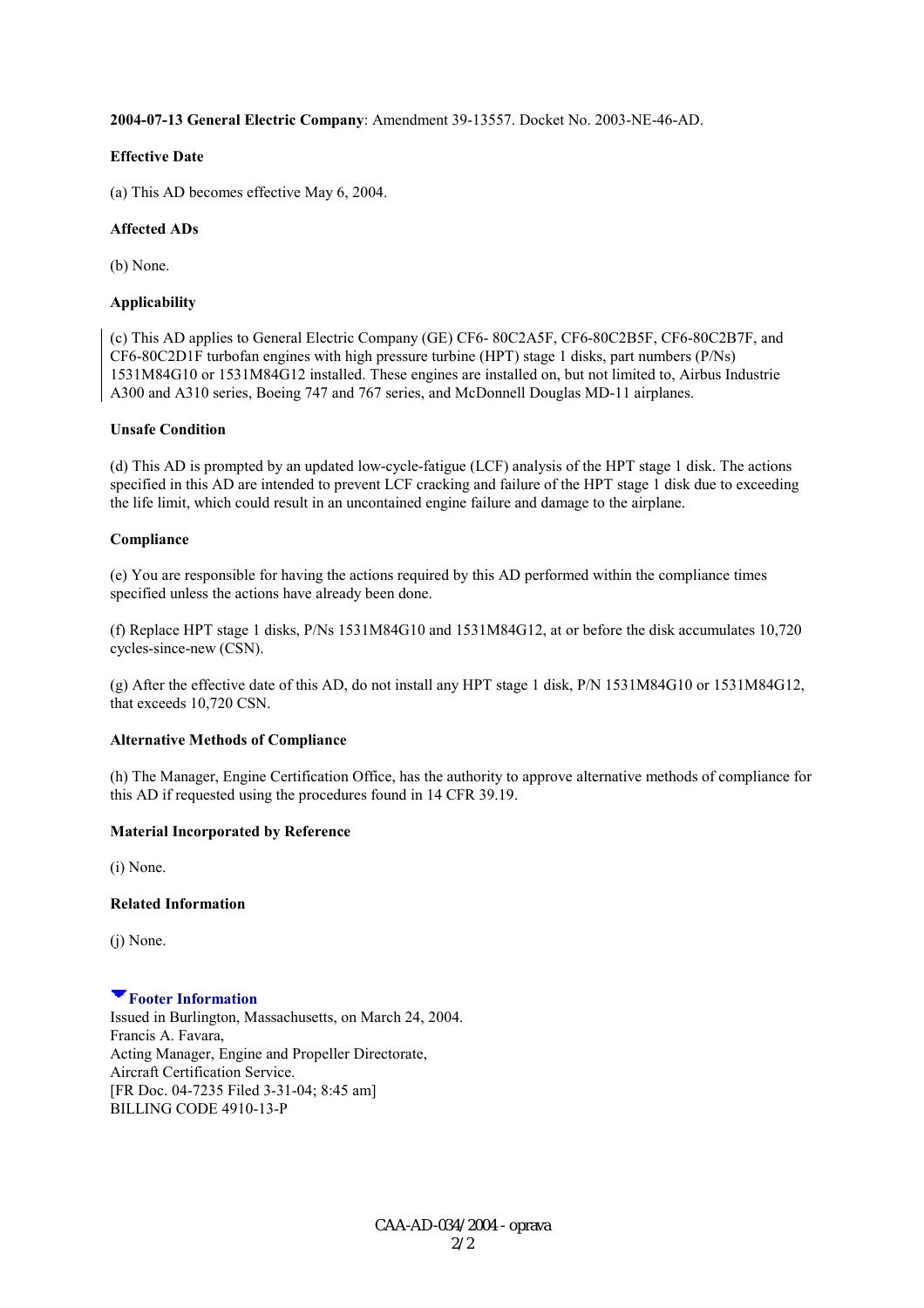**2004-07-13 General Electric Company**: Amendment 39-13557. Docket No. 2003-NE-46-AD.

**Effective Date**

(a) This AD becomes effective May 6, 2004.

**Affected ADs**

(b) None.

**Applicability**

(c) This AD applies to General Electric Company (GE) CF6- 80C2A5F, CF6-80C2B5F, CF6-80C2B7F, and CF6-80C2D1F turbofan engines with high pressure turbine (HPT) stage 1 disks, part numbers (P/Ns) 1531M84G10 or 1531M84G12 installed. These engines are installed on, but not limited to, Airbus Industrie A300 and A310 series, Boeing 747 and 767 series, and McDonnell Douglas MD-11 airplanes.

**Unsafe Condition**

(d) This AD is prompted by an updated low-cycle-fatigue (LCF) analysis of the HPT stage 1 disk. The actions specified in this AD are intended to prevent LCF cracking and failure of the HPT stage 1 disk due to exceeding the life limit, which could result in an uncontained engine failure and damage to the airplane.

**Compliance**

(e) You are responsible for having the actions required by this AD performed within the compliance times specified unless the actions have already been done.

(f) Replace HPT stage 1 disks, P/Ns 1531M84G10 and 1531M84G12, at or before the disk accumulates 10,720 cycles-since-new (CSN).

(g) After the effective date of this AD, do not install any HPT stage 1 disk, P/N 1531M84G10 or 1531M84G12, that exceeds 10,720 CSN.

**Alternative Methods of Compliance**

(h) The Manager, Engine Certification Office, has the authority to approve alternative methods of compliance for this AD if requested using the procedures found in 14 CFR 39.19.

**Material Incorporated by Reference**

(i) None.

**Related Information**

(j) None.

**Footer Information**

Issued in Burlington, Massachusetts, on March 24, 2004.
Francis A. Favara,
Acting Manager, Engine and Propeller Directorate,
Aircraft Certification Service.
[FR Doc. 04-7235 Filed 3-31-04; 8:45 am]
BILLING CODE 4910-13-P